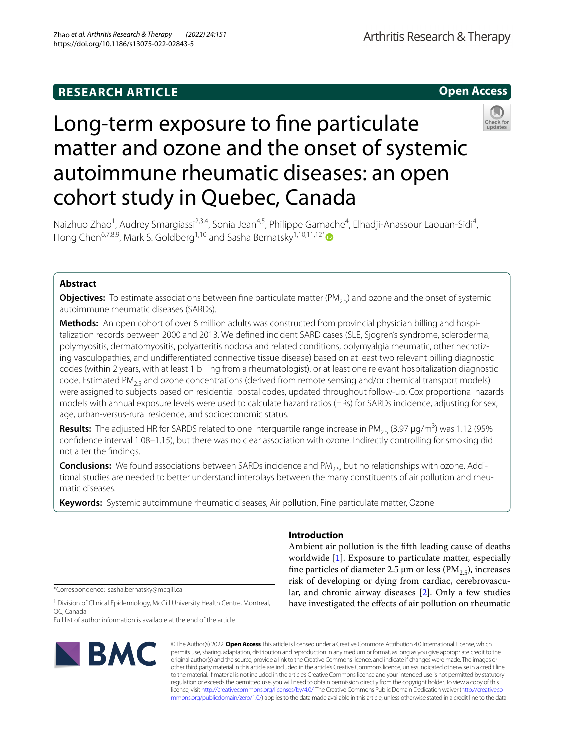RESEARCH ARTICLE

Open Access

# Long-term exposure to fine particulate matter and ozone and the onset of systemic autoimmune rheumatic diseases: an open cohort study in Quebec, Canada

Naizhuo Zhao[1], Audrey Smargiassi[2,3,4], Sonia Jean[4,5], Philippe Gamache[4], Elhadji-Anassour Laouan-Sidi[4], Hong Chen[6,7,8,9], Mark S. Goldberg[1,10] and Sasha Bernatsky[1,10,11,12*]

## Abstract

**Objectives:** To estimate associations between fine particulate matter ($PM_{2.5}$) and ozone and the onset of systemic autoimmune rheumatic diseases (SARDs).

**Methods:** An open cohort of over 6 million adults was constructed from provincial physician billing and hospitalization records between 2000 and 2013. We defined incident SARD cases (SLE, Sjogren's syndrome, scleroderma, polymyositis, dermatomyositis, polyarteritis nodosa and related conditions, polymyalgia rheumatic, other necrotizing vasculopathies, and undifferentiated connective tissue disease) based on at least two relevant billing diagnostic codes (within 2 years, with at least 1 billing from a rheumatologist), or at least one relevant hospitalization diagnostic code. Estimated $PM_{2.5}$ and ozone concentrations (derived from remote sensing and/or chemical transport models) were assigned to subjects based on residential postal codes, updated throughout follow-up. Cox proportional hazards models with annual exposure levels were used to calculate hazard ratios (HRs) for SARDs incidence, adjusting for sex, age, urban-versus-rural residence, and socioeconomic status.

**Results:** The adjusted HR for SARDS related to one interquartile range increase in $PM_{2.5}$ (3.97 $\mu g/m^3$) was 1.12 (95% confidence interval 1.08–1.15), but there was no clear association with ozone. Indirectly controlling for smoking did not alter the findings.

**Conclusions:** We found associations between SARDs incidence and $PM_{2.5}$, but no relationships with ozone. Additional studies are needed to better understand interplays between the many constituents of air pollution and rheumatic diseases.

**Keywords:** Systemic autoimmune rheumatic diseases, Air pollution, Fine particulate matter, Ozone

## Introduction

Ambient air pollution is the fifth leading cause of deaths worldwide [1]. Exposure to particulate matter, especially fine particles of diameter 2.5 μm or less ($PM_{2.5}$), increases risk of developing or dying from cardiac, cerebrovascular, and chronic airway diseases [2]. Only a few studies have investigated the effects of air pollution on rheumatic

*Correspondence: sasha.bernatsky@mcgill.ca

[1] Division of Clinical Epidemiology, McGill University Health Centre, Montreal, QC, Canada

Full list of author information is available at the end of the article

© The Author(s) 2022. **Open Access** This article is licensed under a Creative Commons Attribution 4.0 International License, which permits use, sharing, adaptation, distribution and reproduction in any medium or format, as long as you give appropriate credit to the original author(s) and the source, provide a link to the Creative Commons licence, and indicate if changes were made. The images or other third party material in this article are included in the article's Creative Commons licence, unless indicated otherwise in a credit line to the material. If material is not included in the article's Creative Commons licence and your intended use is not permitted by statutory regulation or exceeds the permitted use, you will need to obtain permission directly from the copyright holder. To view a copy of this licence, visit http://creativecommons.org/licenses/by/4.0/. The Creative Commons Public Domain Dedication waiver (http://creativecommons.org/publicdomain/zero/1.0/) applies to the data made available in this article, unless otherwise stated in a credit line to the data.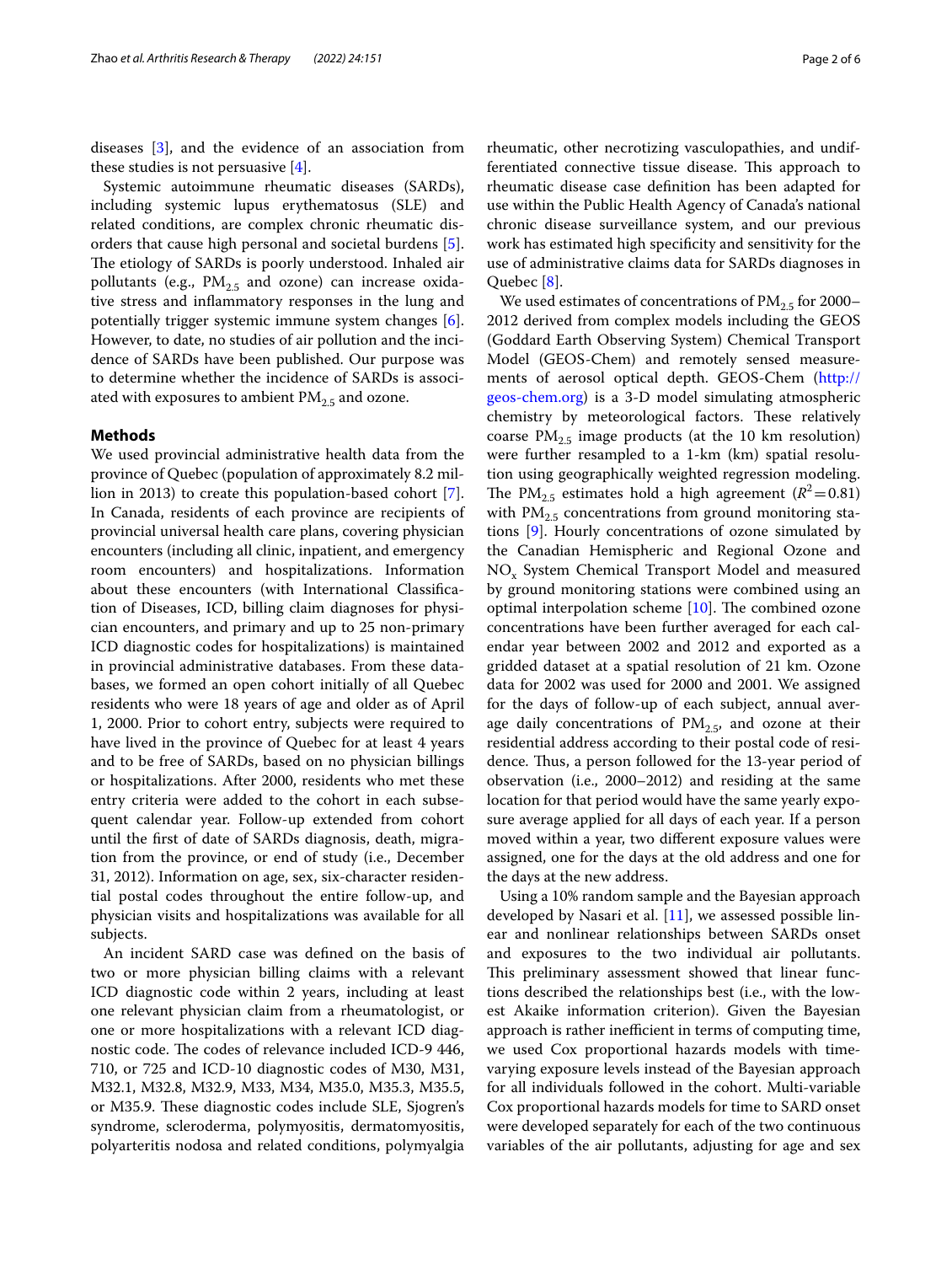diseases [3], and the evidence of an association from these studies is not persuasive [4].

Systemic autoimmune rheumatic diseases (SARDs), including systemic lupus erythematosus (SLE) and related conditions, are complex chronic rheumatic disorders that cause high personal and societal burdens [5]. The etiology of SARDs is poorly understood. Inhaled air pollutants (e.g., $PM_{2.5}$ and ozone) can increase oxidative stress and inflammatory responses in the lung and potentially trigger systemic immune system changes [6]. However, to date, no studies of air pollution and the incidence of SARDs have been published. Our purpose was to determine whether the incidence of SARDs is associated with exposures to ambient $PM_{2.5}$ and ozone.

## Methods

We used provincial administrative health data from the province of Quebec (population of approximately 8.2 million in 2013) to create this population-based cohort [7]. In Canada, residents of each province are recipients of provincial universal health care plans, covering physician encounters (including all clinic, inpatient, and emergency room encounters) and hospitalizations. Information about these encounters (with International Classification of Diseases, ICD, billing claim diagnoses for physician encounters, and primary and up to 25 non-primary ICD diagnostic codes for hospitalizations) is maintained in provincial administrative databases. From these databases, we formed an open cohort initially of all Quebec residents who were 18 years of age and older as of April 1, 2000. Prior to cohort entry, subjects were required to have lived in the province of Quebec for at least 4 years and to be free of SARDs, based on no physician billings or hospitalizations. After 2000, residents who met these entry criteria were added to the cohort in each subsequent calendar year. Follow-up extended from cohort until the first of date of SARDs diagnosis, death, migration from the province, or end of study (i.e., December 31, 2012). Information on age, sex, six-character residential postal codes throughout the entire follow-up, and physician visits and hospitalizations was available for all subjects.

An incident SARD case was defined on the basis of two or more physician billing claims with a relevant ICD diagnostic code within 2 years, including at least one relevant physician claim from a rheumatologist, or one or more hospitalizations with a relevant ICD diagnostic code. The codes of relevance included ICD-9 446, 710, or 725 and ICD-10 diagnostic codes of M30, M31, M32.1, M32.8, M32.9, M33, M34, M35.0, M35.3, M35.5, or M35.9. These diagnostic codes include SLE, Sjogren's syndrome, scleroderma, polymyositis, dermatomyositis, polyarteritis nodosa and related conditions, polymyalgia rheumatic, other necrotizing vasculopathies, and undifferentiated connective tissue disease. This approach to rheumatic disease case definition has been adapted for use within the Public Health Agency of Canada's national chronic disease surveillance system, and our previous work has estimated high specificity and sensitivity for the use of administrative claims data for SARDs diagnoses in Quebec [8].

We used estimates of concentrations of $PM_{2.5}$ for 2000–2012 derived from complex models including the GEOS (Goddard Earth Observing System) Chemical Transport Model (GEOS-Chem) and remotely sensed measurements of aerosol optical depth. GEOS-Chem (http://geos-chem.org) is a 3-D model simulating atmospheric chemistry by meteorological factors. These relatively coarse $PM_{2.5}$ image products (at the 10 km resolution) were further resampled to a 1-km (km) spatial resolution using geographically weighted regression modeling. The $PM_{2.5}$ estimates hold a high agreement ($R^2=0.81$) with $PM_{2.5}$ concentrations from ground monitoring stations [9]. Hourly concentrations of ozone simulated by the Canadian Hemispheric and Regional Ozone and $NO_x$ System Chemical Transport Model and measured by ground monitoring stations were combined using an optimal interpolation scheme [10]. The combined ozone concentrations have been further averaged for each calendar year between 2002 and 2012 and exported as a gridded dataset at a spatial resolution of 21 km. Ozone data for 2002 was used for 2000 and 2001. We assigned for the days of follow-up of each subject, annual average daily concentrations of $PM_{2.5}$, and ozone at their residential address according to their postal code of residence. Thus, a person followed for the 13-year period of observation (i.e., 2000–2012) and residing at the same location for that period would have the same yearly exposure average applied for all days of each year. If a person moved within a year, two different exposure values were assigned, one for the days at the old address and one for the days at the new address.

Using a 10% random sample and the Bayesian approach developed by Nasari et al. [11], we assessed possible linear and nonlinear relationships between SARDs onset and exposures to the two individual air pollutants. This preliminary assessment showed that linear functions described the relationships best (i.e., with the lowest Akaike information criterion). Given the Bayesian approach is rather inefficient in terms of computing time, we used Cox proportional hazards models with time-varying exposure levels instead of the Bayesian approach for all individuals followed in the cohort. Multi-variable Cox proportional hazards models for time to SARD onset were developed separately for each of the two continuous variables of the air pollutants, adjusting for age and sex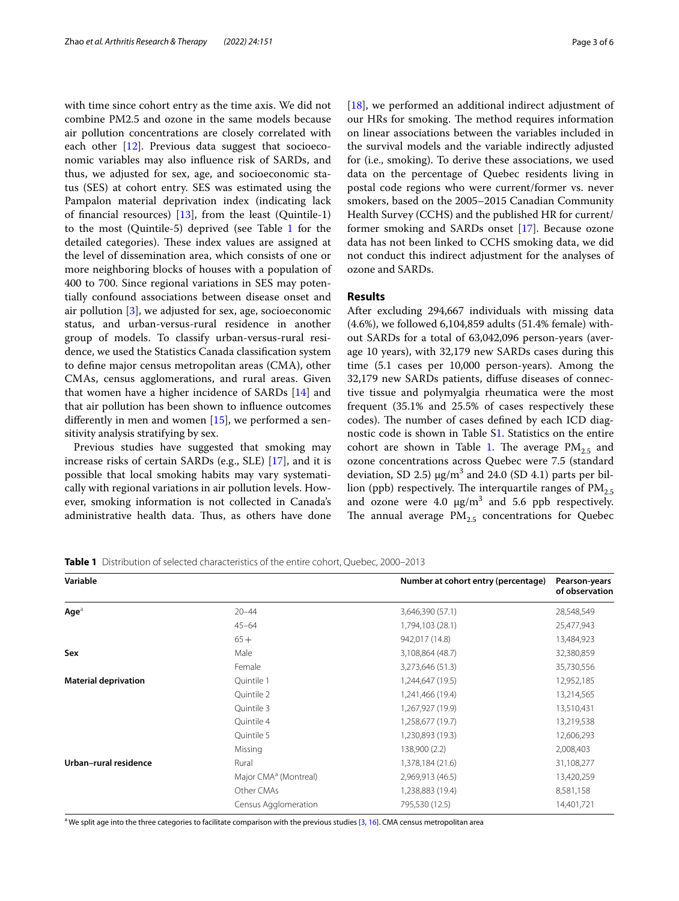with time since cohort entry as the time axis. We did not combine PM2.5 and ozone in the same models because air pollution concentrations are closely correlated with each other [12]. Previous data suggest that socioeconomic variables may also influence risk of SARDs, and thus, we adjusted for sex, age, and socioeconomic status (SES) at cohort entry. SES was estimated using the Pampalon material deprivation index (indicating lack of financial resources) [13], from the least (Quintile-1) to the most (Quintile-5) deprived (see Table 1 for the detailed categories). These index values are assigned at the level of dissemination area, which consists of one or more neighboring blocks of houses with a population of 400 to 700. Since regional variations in SES may potentially confound associations between disease onset and air pollution [3], we adjusted for sex, age, socioeconomic status, and urban-versus-rural residence in another group of models. To classify urban-versus-rural residence, we used the Statistics Canada classification system to define major census metropolitan areas (CMA), other CMAs, census agglomerations, and rural areas. Given that women have a higher incidence of SARDs [14] and that air pollution has been shown to influence outcomes differently in men and women [15], we performed a sensitivity analysis stratifying by sex.

Previous studies have suggested that smoking may increase risks of certain SARDs (e.g., SLE) [17], and it is possible that local smoking habits may vary systematically with regional variations in air pollution levels. However, smoking information is not collected in Canada's administrative health data. Thus, as others have done [18], we performed an additional indirect adjustment of our HRs for smoking. The method requires information on linear associations between the variables included in the survival models and the variable indirectly adjusted for (i.e., smoking). To derive these associations, we used data on the percentage of Quebec residents living in postal code regions who were current/former vs. never smokers, based on the 2005–2015 Canadian Community Health Survey (CCHS) and the published HR for current/former smoking and SARDs onset [17]. Because ozone data has not been linked to CCHS smoking data, we did not conduct this indirect adjustment for the analyses of ozone and SARDs.

## Results

After excluding 294,667 individuals with missing data (4.6%), we followed 6,104,859 adults (51.4% female) without SARDs for a total of 63,042,096 person-years (average 10 years), with 32,179 new SARDs cases during this time (5.1 cases per 10,000 person-years). Among the 32,179 new SARDs patients, diffuse diseases of connective tissue and polymyalgia rheumatica were the most frequent (35.1% and 25.5% of cases respectively these codes). The number of cases defined by each ICD diagnostic code is shown in Table S1. Statistics on the entire cohort are shown in Table 1. The average $PM_{2.5}$ and ozone concentrations across Quebec were 7.5 (standard deviation, SD 2.5) $\mu g/m^3$ and 24.0 (SD 4.1) parts per billion (ppb) respectively. The interquartile ranges of $PM_{2.5}$ and ozone were 4.0 $\mu g/m^3$ and 5.6 ppb respectively. The annual average $PM_{2.5}$ concentrations for Quebec

**Table 1** Distribution of selected characteristics of the entire cohort, Quebec, 2000–2013

| Variable | | Number at cohort entry (percentage) | Pearson-years of observation |
|---|---|---|---|
| **Age**[a] | 20–44 | 3,646,390 (57.1) | 28,548,549 |
| | 45–64 | 1,794,103 (28.1) | 25,477,943 |
| | 65+ | 942,017 (14.8) | 13,484,923 |
| **Sex** | Male | 3,108,864 (48.7) | 32,380,859 |
| | Female | 3,273,646 (51.3) | 35,730,556 |
| **Material deprivation** | Quintile 1 | 1,244,647 (19.5) | 12,952,185 |
| | Quintile 2 | 1,241,466 (19.4) | 13,214,565 |
| | Quintile 3 | 1,267,927 (19.9) | 13,510,431 |
| | Quintile 4 | 1,258,677 (19.7) | 13,219,538 |
| | Quintile 5 | 1,230,893 (19.3) | 12,606,293 |
| | Missing | 138,900 (2.2) | 2,008,403 |
| **Urban–rural residence** | Rural | 1,378,184 (21.6) | 31,108,277 |
| | Major CMA[a] (Montreal) | 2,969,913 (46.5) | 13,420,259 |
| | Other CMAs | 1,238,883 (19.4) | 8,581,158 |
| | Census Agglomeration | 795,530 (12.5) | 14,401,721 |

[a] We split age into the three categories to facilitate comparison with the previous studies [3, 16]. CMA census metropolitan area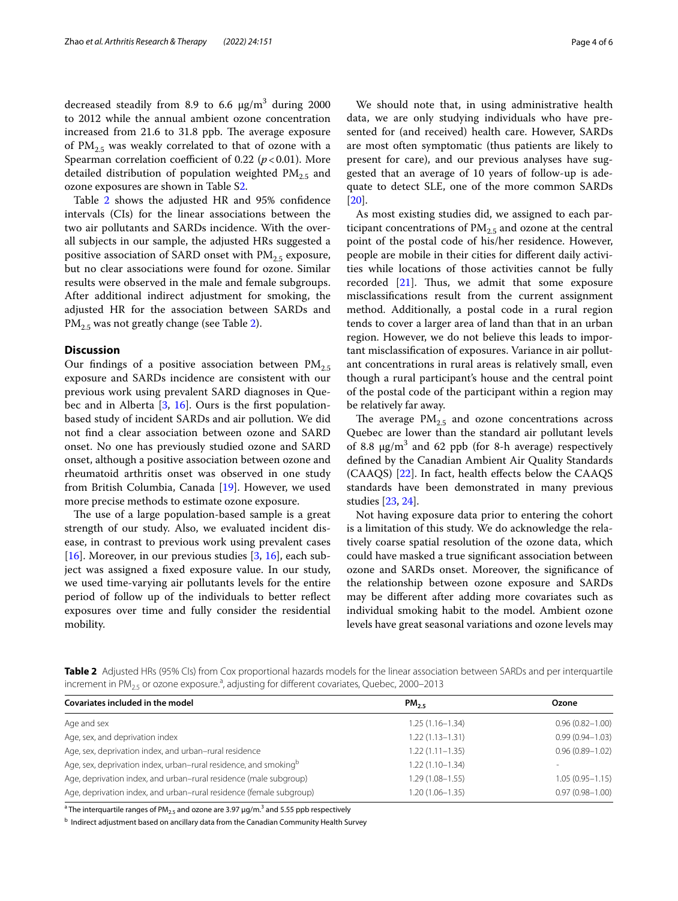decreased steadily from 8.9 to 6.6 μg/m$^3$ during 2000 to 2012 while the annual ambient ozone concentration increased from 21.6 to 31.8 ppb. The average exposure of $PM_{2.5}$ was weakly correlated to that of ozone with a Spearman correlation coefficient of 0.22 ($p < 0.01$). More detailed distribution of population weighted $PM_{2.5}$ and ozone exposures are shown in Table S2.

Table 2 shows the adjusted HR and 95% confidence intervals (CIs) for the linear associations between the two air pollutants and SARDs incidence. With the overall subjects in our sample, the adjusted HRs suggested a positive association of SARD onset with $PM_{2.5}$ exposure, but no clear associations were found for ozone. Similar results were observed in the male and female subgroups. After additional indirect adjustment for smoking, the adjusted HR for the association between SARDs and $PM_{2.5}$ was not greatly change (see Table 2).

## Discussion

Our findings of a positive association between $PM_{2.5}$ exposure and SARDs incidence are consistent with our previous work using prevalent SARD diagnoses in Quebec and in Alberta [3, 16]. Ours is the first population-based study of incident SARDs and air pollution. We did not find a clear association between ozone and SARD onset. No one has previously studied ozone and SARD onset, although a positive association between ozone and rheumatoid arthritis onset was observed in one study from British Columbia, Canada [19]. However, we used more precise methods to estimate ozone exposure.

The use of a large population-based sample is a great strength of our study. Also, we evaluated incident disease, in contrast to previous work using prevalent cases [16]. Moreover, in our previous studies [3, 16], each subject was assigned a fixed exposure value. In our study, we used time-varying air pollutants levels for the entire period of follow up of the individuals to better reflect exposures over time and fully consider the residential mobility.

We should note that, in using administrative health data, we are only studying individuals who have presented for (and received) health care. However, SARDs are most often symptomatic (thus patients are likely to present for care), and our previous analyses have suggested that an average of 10 years of follow-up is adequate to detect SLE, one of the more common SARDs [20].

As most existing studies did, we assigned to each participant concentrations of $PM_{2.5}$ and ozone at the central point of the postal code of his/her residence. However, people are mobile in their cities for different daily activities while locations of those activities cannot be fully recorded [21]. Thus, we admit that some exposure misclassifications result from the current assignment method. Additionally, a postal code in a rural region tends to cover a larger area of land than that in an urban region. However, we do not believe this leads to important misclassification of exposures. Variance in air pollutant concentrations in rural areas is relatively small, even though a rural participant's house and the central point of the postal code of the participant within a region may be relatively far away.

The average $PM_{2.5}$ and ozone concentrations across Quebec are lower than the standard air pollutant levels of 8.8 μg/m$^3$ and 62 ppb (for 8-h average) respectively defined by the Canadian Ambient Air Quality Standards (CAAQS) [22]. In fact, health effects below the CAAQS standards have been demonstrated in many previous studies [23, 24].

Not having exposure data prior to entering the cohort is a limitation of this study. We do acknowledge the relatively coarse spatial resolution of the ozone data, which could have masked a true significant association between ozone and SARDs onset. Moreover, the significance of the relationship between ozone exposure and SARDs may be different after adding more covariates such as individual smoking habit to the model. Ambient ozone levels have great seasonal variations and ozone levels may

**Table 2** Adjusted HRs (95% CIs) from Cox proportional hazards models for the linear association between SARDs and per interquartile increment in $PM_{2.5}$ or ozone exposure.[a], adjusting for different covariates, Quebec, 2000–2013

| Covariates included in the model | $PM_{2.5}$ | Ozone |
|---|---|---|
| Age and sex | 1.25 (1.16–1.34) | 0.96 (0.82–1.00) |
| Age, sex, and deprivation index | 1.22 (1.13–1.31) | 0.99 (0.94–1.03) |
| Age, sex, deprivation index, and urban–rural residence | 1.22 (1.11–1.35) | 0.96 (0.89–1.02) |
| Age, sex, deprivation index, urban–rural residence, and smoking[b] | 1.22 (1.10–1.34) | - |
| Age, deprivation index, and urban–rural residence (male subgroup) | 1.29 (1.08–1.55) | 1.05 (0.95–1.15) |
| Age, deprivation index, and urban–rural residence (female subgroup) | 1.20 (1.06–1.35) | 0.97 (0.98–1.00) |

[a] The interquartile ranges of $PM_{2.5}$ and ozone are 3.97 μg/m.$^3$ and 5.55 ppb respectively

[b] Indirect adjustment based on ancillary data from the Canadian Community Health Survey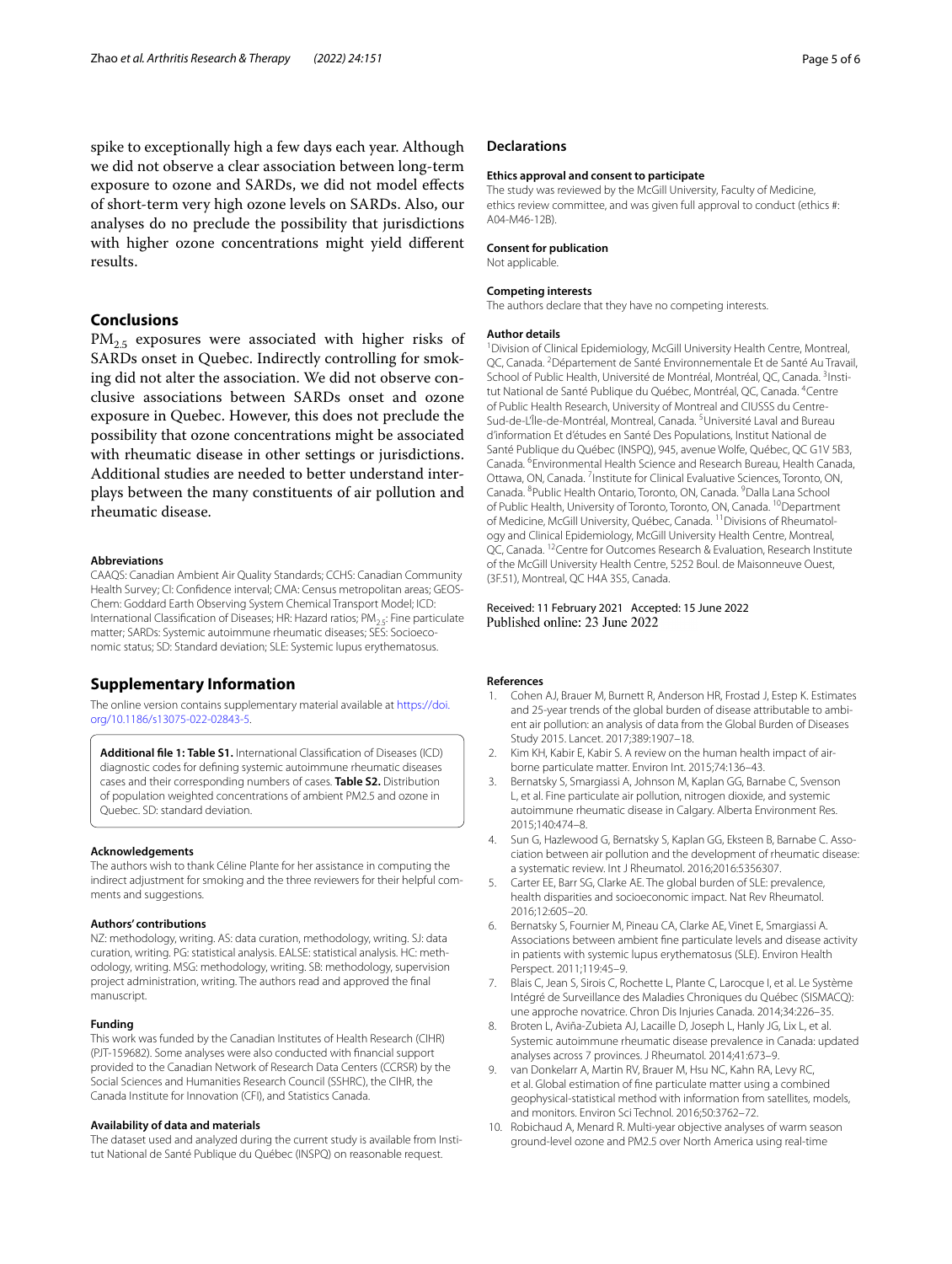spike to exceptionally high a few days each year. Although we did not observe a clear association between long-term exposure to ozone and SARDs, we did not model effects of short-term very high ozone levels on SARDs. Also, our analyses do no preclude the possibility that jurisdictions with higher ozone concentrations might yield different results.

## Conclusions

$PM_{2.5}$ exposures were associated with higher risks of SARDs onset in Quebec. Indirectly controlling for smoking did not alter the association. We did not observe conclusive associations between SARDs onset and ozone exposure in Quebec. However, this does not preclude the possibility that ozone concentrations might be associated with rheumatic disease in other settings or jurisdictions. Additional studies are needed to better understand interplays between the many constituents of air pollution and rheumatic disease.

#### Abbreviations

CAAQS: Canadian Ambient Air Quality Standards; CCHS: Canadian Community Health Survey; CI: Confidence interval; CMA: Census metropolitan areas; GEOS-Chem: Goddard Earth Observing System Chemical Transport Model; ICD: International Classification of Diseases; HR: Hazard ratios; $PM_{2.5}$: Fine particulate matter; SARDs: Systemic autoimmune rheumatic diseases; SES: Socioeconomic status; SD: Standard deviation; SLE: Systemic lupus erythematosus.

## Supplementary Information

The online version contains supplementary material available at https://doi.org/10.1186/s13075-022-02843-5.

**Additional file 1: Table S1.** International Classification of Diseases (ICD) diagnostic codes for defining systemic autoimmune rheumatic diseases cases and their corresponding numbers of cases. **Table S2.** Distribution of population weighted concentrations of ambient PM2.5 and ozone in Quebec. SD: standard deviation.

#### Acknowledgements

The authors wish to thank Céline Plante for her assistance in computing the indirect adjustment for smoking and the three reviewers for their helpful comments and suggestions.

#### Authors' contributions

NZ: methodology, writing. AS: data curation, methodology, writing. SJ: data curation, writing. PG: statistical analysis. EALSE: statistical analysis. HC: methodology, writing. MSG: methodology, writing. SB: methodology, supervision project administration, writing. The authors read and approved the final manuscript.

#### Funding

This work was funded by the Canadian Institutes of Health Research (CIHR) (PJT-159682). Some analyses were also conducted with financial support provided to the Canadian Network of Research Data Centers (CCRSR) by the Social Sciences and Humanities Research Council (SSHRC), the CIHR, the Canada Institute for Innovation (CFI), and Statistics Canada.

#### Availability of data and materials

The dataset used and analyzed during the current study is available from Institut National de Santé Publique du Québec (INSPQ) on reasonable request.

## Declarations

#### Ethics approval and consent to participate

The study was reviewed by the McGill University, Faculty of Medicine, ethics review committee, and was given full approval to conduct (ethics #: A04-M46-12B).

#### Consent for publication

Not applicable.

#### Competing interests

The authors declare that they have no competing interests.

#### Author details

[1]Division of Clinical Epidemiology, McGill University Health Centre, Montreal, QC, Canada. [2]Département de Santé Environnementale Et de Santé Au Travail, School of Public Health, Université de Montréal, Montréal, QC, Canada. [3]Institut National de Santé Publique du Québec, Montréal, QC, Canada. [4]Centre of Public Health Research, University of Montreal and CIUSSS du Centre-Sud-de-L'Île-de-Montréal, Montreal, Canada. [5]Université Laval and Bureau d'information Et d'études en Santé Des Populations, Institut National de Santé Publique du Québec (INSPQ), 945, avenue Wolfe, Québec, QC G1V 5B3, Canada. [6]Environmental Health Science and Research Bureau, Health Canada, Ottawa, ON, Canada. [7]Institute for Clinical Evaluative Sciences, Toronto, ON, Canada. [8]Public Health Ontario, Toronto, ON, Canada. [9]Dalla Lana School of Public Health, University of Toronto, Toronto, ON, Canada. [10]Department of Medicine, McGill University, Québec, Canada. [11]Divisions of Rheumatology and Clinical Epidemiology, McGill University Health Centre, Montreal, QC, Canada. [12]Centre for Outcomes Research & Evaluation, Research Institute of the McGill University Health Centre, 5252 Boul. de Maisonneuve Ouest, (3F.51), Montreal, QC H4A 3S5, Canada.

Received: 11 February 2021 Accepted: 15 June 2022
Published online: 23 June 2022

#### References

1. Cohen AJ, Brauer M, Burnett R, Anderson HR, Frostad J, Estep K. Estimates and 25-year trends of the global burden of disease attributable to ambient air pollution: an analysis of data from the Global Burden of Diseases Study 2015. Lancet. 2017;389:1907–18.
2. Kim KH, Kabir E, Kabir S. A review on the human health impact of airborne particulate matter. Environ Int. 2015;74:136–43.
3. Bernatsky S, Smargiassi A, Johnson M, Kaplan GG, Barnabe C, Svenson L, et al. Fine particulate air pollution, nitrogen dioxide, and systemic autoimmune rheumatic disease in Calgary. Alberta Environment Res. 2015;140:474–8.
4. Sun G, Hazlewood G, Bernatsky S, Kaplan GG, Eksteen B, Barnabe C. Association between air pollution and the development of rheumatic disease: a systematic review. Int J Rheumatol. 2016;2016:5356307.
5. Carter EE, Barr SG, Clarke AE. The global burden of SLE: prevalence, health disparities and socioeconomic impact. Nat Rev Rheumatol. 2016;12:605–20.
6. Bernatsky S, Fournier M, Pineau CA, Clarke AE, Vinet E, Smargiassi A. Associations between ambient fine particulate levels and disease activity in patients with systemic lupus erythematosus (SLE). Environ Health Perspect. 2011;119:45–9.
7. Blais C, Jean S, Sirois C, Rochette L, Plante C, Larocque I, et al. Le Système Intégré de Surveillance des Maladies Chroniques du Québec (SISMACQ): une approche novatrice. Chron Dis Injuries Canada. 2014;34:226–35.
8. Broten L, Aviña-Zubieta AJ, Lacaille D, Joseph L, Hanly JG, Lix L, et al. Systemic autoimmune rheumatic disease prevalence in Canada: updated analyses across 7 provinces. J Rheumatol. 2014;41:673–9.
9. van Donkelarr A, Martin RV, Brauer M, Hsu NC, Kahn RA, Levy RC, et al. Global estimation of fine particulate matter using a combined geophysical-statistical method with information from satellites, models, and monitors. Environ Sci Technol. 2016;50:3762–72.
10. Robichaud A, Menard R. Multi-year objective analyses of warm season ground-level ozone and PM2.5 over North America using real-time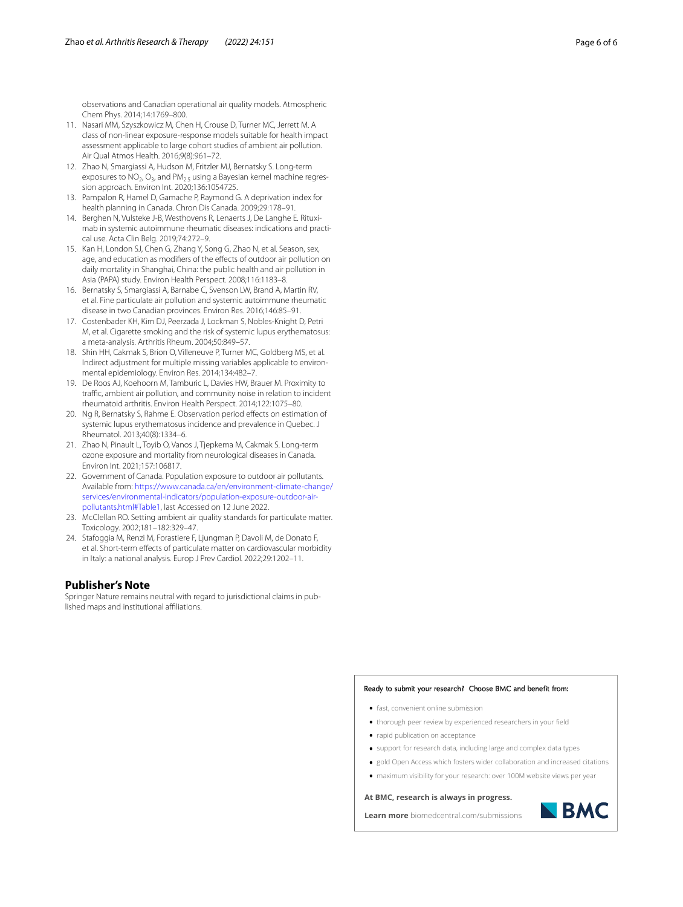observations and Canadian operational air quality models. Atmospheric Chem Phys. 2014;14:1769–800.

11. Nasari MM, Szyszkowicz M, Chen H, Crouse D, Turner MC, Jerrett M. A class of non-linear exposure-response models suitable for health impact assessment applicable to large cohort studies of ambient air pollution. Air Qual Atmos Health. 2016;9(8):961–72.
12. Zhao N, Smargiassi A, Hudson M, Fritzler MJ, Bernatsky S. Long-term exposures to $NO_2$, $O_3$, and $PM_{2.5}$ using a Bayesian kernel machine regression approach. Environ Int. 2020;136:1054725.
13. Pampalon R, Hamel D, Gamache P, Raymond G. A deprivation index for health planning in Canada. Chron Dis Canada. 2009;29:178–91.
14. Berghen N, Vulsteke J-B, Westhovens R, Lenaerts J, De Langhe E. Rituximab in systemic autoimmune rheumatic diseases: indications and practical use. Acta Clin Belg. 2019;74:272–9.
15. Kan H, London SJ, Chen G, Zhang Y, Song G, Zhao N, et al. Season, sex, age, and education as modifiers of the effects of outdoor air pollution on daily mortality in Shanghai, China: the public health and air pollution in Asia (PAPA) study. Environ Health Perspect. 2008;116:1183–8.
16. Bernatsky S, Smargiassi A, Barnabe C, Svenson LW, Brand A, Martin RV, et al. Fine particulate air pollution and systemic autoimmune rheumatic disease in two Canadian provinces. Environ Res. 2016;146:85–91.
17. Costenbader KH, Kim DJ, Peerzada J, Lockman S, Nobles-Knight D, Petri M, et al. Cigarette smoking and the risk of systemic lupus erythematosus: a meta-analysis. Arthritis Rheum. 2004;50:849–57.
18. Shin HH, Cakmak S, Brion O, Villeneuve P, Turner MC, Goldberg MS, et al. Indirect adjustment for multiple missing variables applicable to environmental epidemiology. Environ Res. 2014;134:482–7.
19. De Roos AJ, Koehoorn M, Tamburic L, Davies HW, Brauer M. Proximity to traffic, ambient air pollution, and community noise in relation to incident rheumatoid arthritis. Environ Health Perspect. 2014;122:1075–80.
20. Ng R, Bernatsky S, Rahme E. Observation period effects on estimation of systemic lupus erythematosus incidence and prevalence in Quebec. J Rheumatol. 2013;40(8):1334–6.
21. Zhao N, Pinault L, Toyib O, Vanos J, Tjepkema M, Cakmak S. Long-term ozone exposure and mortality from neurological diseases in Canada. Environ Int. 2021;157:106817.
22. Government of Canada. Population exposure to outdoor air pollutants. Available from: https://www.canada.ca/en/environment-climate-change/services/environmental-indicators/population-exposure-outdoor-air-pollutants.html#Table1, last Accessed on 12 June 2022.
23. McClellan RO. Setting ambient air quality standards for particulate matter. Toxicology. 2002;181–182:329–47.
24. Stafoggia M, Renzi M, Forastiere F, Ljungman P, Davoli M, de Donato F, et al. Short-term effects of particulate matter on cardiovascular morbidity in Italy: a national analysis. Europ J Prev Cardiol. 2022;29:1202–11.

## Publisher's Note

Springer Nature remains neutral with regard to jurisdictional claims in published maps and institutional affiliations.

Ready to submit your research? Choose BMC and benefit from:

- fast, convenient online submission
- thorough peer review by experienced researchers in your field
- rapid publication on acceptance
- support for research data, including large and complex data types
- gold Open Access which fosters wider collaboration and increased citations
- maximum visibility for your research: over 100M website views per year

**At BMC, research is always in progress.**

**Learn more** biomedcentral.com/submissions

BMC